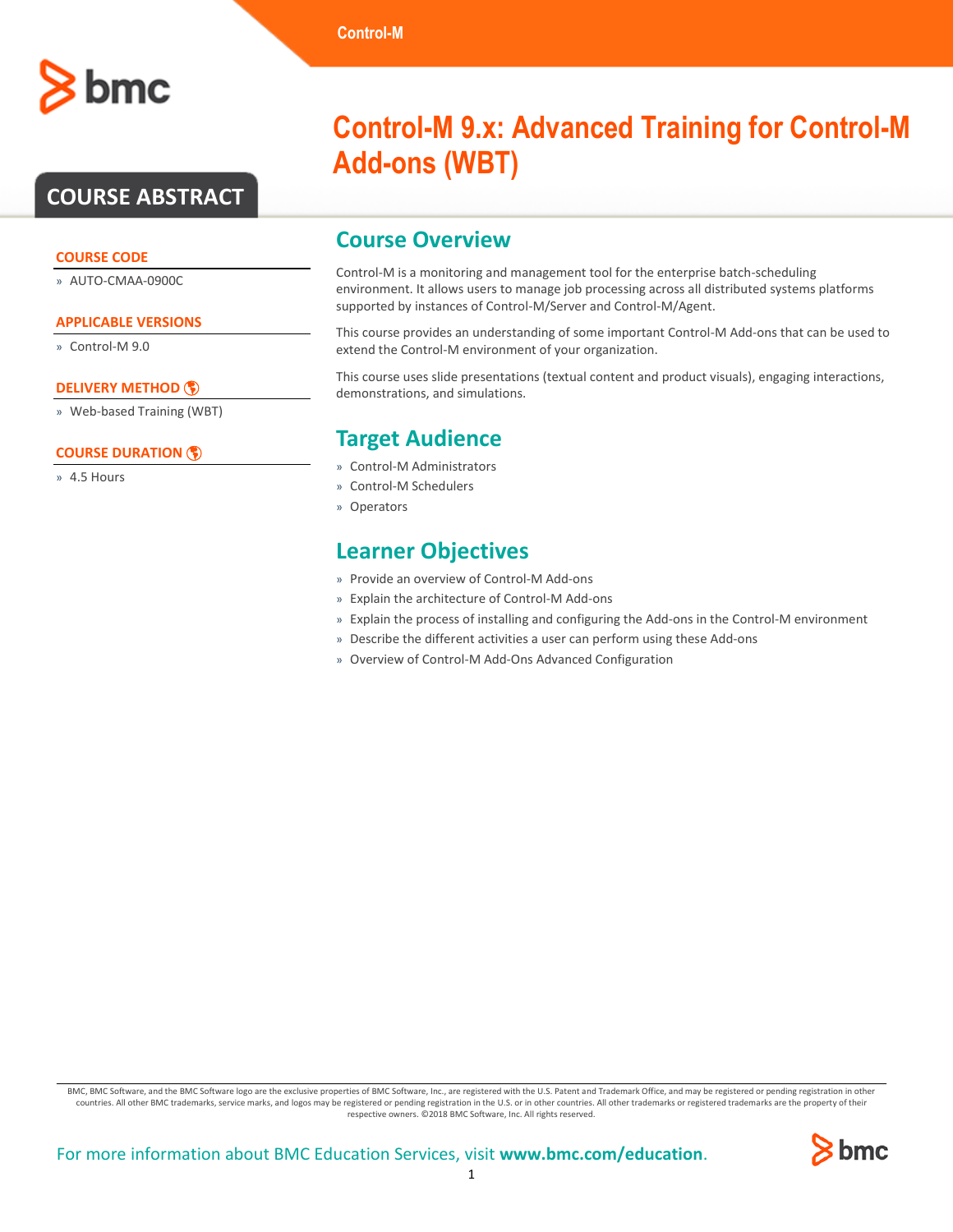# Control-M 9.x: Advanced Training for Control-M Add-ons (WBT)

## COURSE ABSTRACT

### COURSE CODE

» AUTO-CMAA-0900C

### APPLICABLE VERSIONS

» Control-M 9.0

### DELIVERY METHOD

» Web-based Training (WBT)

### COURSE DURATION

» 4.5 Hours

## Course Overview

Control-M is a monitoring and management tool for the enterprise batch-scheduling environment. It allows users to manage job processing across all distributed systems platforms supported by instances of Control-M/Server and Control-M/Agent.

This course provides an understanding of some important Control-M Add-ons that can be used to extend the Control-M environment of your organization.

This course uses slide presentations (textual content and product visuals), engaging interactions, demonstrations, and simulations.

## Target Audience

» Control-M Administrators
» Control-M Schedulers
» Operators

## Learner Objectives

» Provide an overview of Control-M Add-ons
» Explain the architecture of Control-M Add-ons
» Explain the process of installing and configuring the Add-ons in the Control-M environment
» Describe the different activities a user can perform using these Add-ons
» Overview of Control-M Add-Ons Advanced Configuration

BMC, BMC Software, and the BMC Software logo are the exclusive properties of BMC Software, Inc., are registered with the U.S. Patent and Trademark Office, and may be registered or pending registration in other countries. All other BMC trademarks, service marks, and logos may be registered or pending registration in the U.S. or in other countries. All other trademarks or registered trademarks are the property of their respective owners. ©2018 BMC Software, Inc. All rights reserved.

For more information about BMC Education Services, visit **www.bmc.com/education**.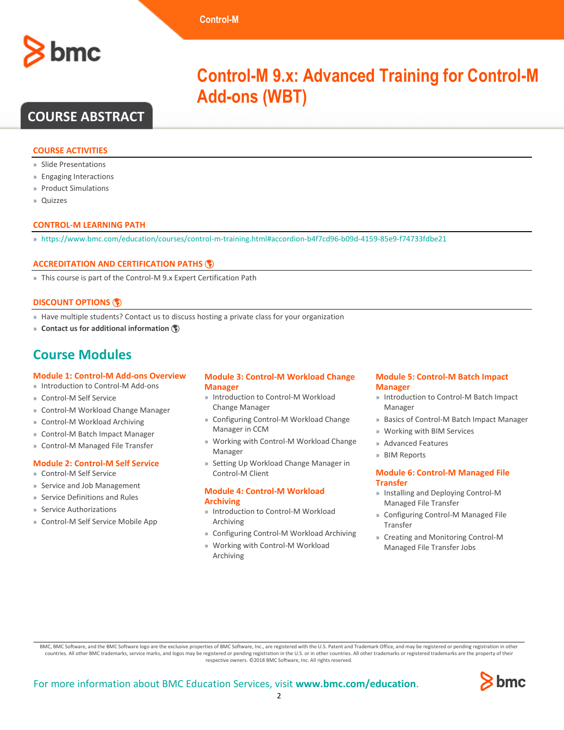# Control-M 9.x: Advanced Training for Control-M Add-ons (WBT)

## COURSE ABSTRACT

### COURSE ACTIVITIES

- Slide Presentations
- Engaging Interactions
- Product Simulations
- Quizzes

### CONTROL-M LEARNING PATH

- https://www.bmc.com/education/courses/control-m-training.html#accordion-b4f7cd96-b09d-4159-85e9-f74733fdbe21

### ACCREDITATION AND CERTIFICATION PATHS

- This course is part of the Control-M 9.x Expert Certification Path

### DISCOUNT OPTIONS

- Have multiple students? Contact us to discuss hosting a private class for your organization
- **Contact us for additional information**

## Course Modules

### Module 1: Control-M Add-ons Overview

- Introduction to Control-M Add-ons
- Control-M Self Service
- Control-M Workload Change Manager
- Control-M Workload Archiving
- Control-M Batch Impact Manager
- Control-M Managed File Transfer

### Module 2: Control-M Self Service

- Control-M Self Service
- Service and Job Management
- Service Definitions and Rules
- Service Authorizations
- Control-M Self Service Mobile App

### Module 3: Control-M Workload Change Manager

- Introduction to Control-M Workload Change Manager
- Configuring Control-M Workload Change Manager in CCM
- Working with Control-M Workload Change Manager
- Setting Up Workload Change Manager in Control-M Client

### Module 4: Control-M Workload Archiving

- Introduction to Control-M Workload Archiving
- Configuring Control-M Workload Archiving
- Working with Control-M Workload Archiving

### Module 5: Control-M Batch Impact Manager

- Introduction to Control-M Batch Impact Manager
- Basics of Control-M Batch Impact Manager
- Working with BIM Services
- Advanced Features
- BIM Reports

### Module 6: Control-M Managed File Transfer

- Installing and Deploying Control-M Managed File Transfer
- Configuring Control-M Managed File Transfer
- Creating and Monitoring Control-M Managed File Transfer Jobs

BMC, BMC Software, and the BMC Software logo are the exclusive properties of BMC Software, Inc., are registered with the U.S. Patent and Trademark Office, and may be registered or pending registration in other countries. All other BMC trademarks, service marks, and logos may be registered or pending registration in the U.S. or in other countries. All other trademarks or registered trademarks are the property of their respective owners. ©2018 BMC Software, Inc. All rights reserved.

For more information about BMC Education Services, visit **www.bmc.com/education**.